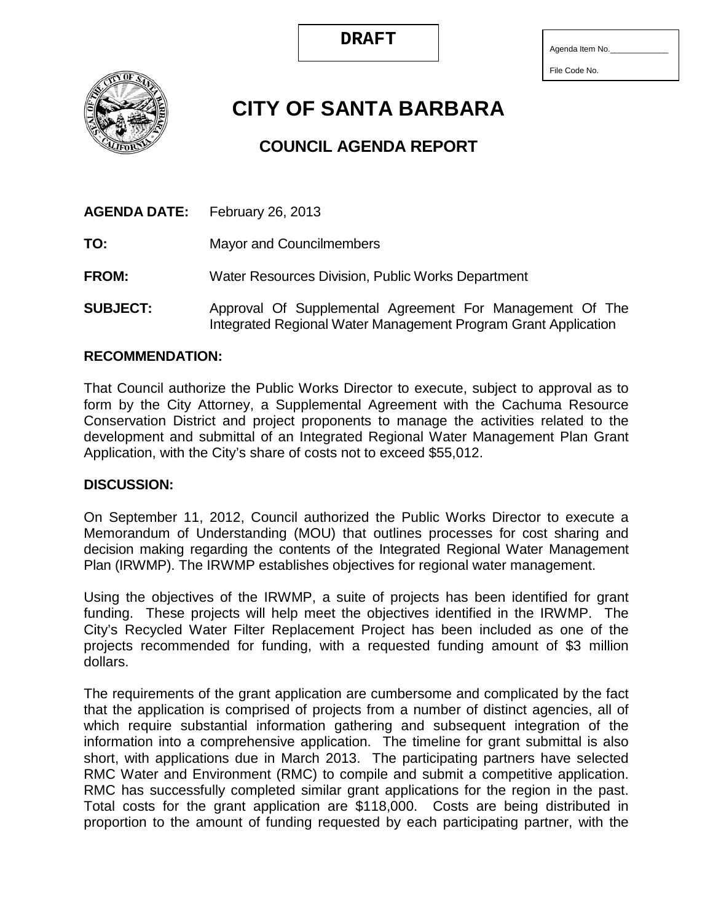**DRAFT**

Agenda Item No.\_\_\_\_\_\_\_\_\_\_\_\_\_

File Code No.

# CITY OF SANTA BARBARA

## COUNCIL AGENDA REPORT

**AGENDA DATE:** February 26, 2013

**TO:** Mayor and Councilmembers

**FROM:** Water Resources Division, Public Works Department

**SUBJECT:** Approval Of Supplemental Agreement For Management Of The Integrated Regional Water Management Program Grant Application

**RECOMMENDATION:**

That Council authorize the Public Works Director to execute, subject to approval as to form by the City Attorney, a Supplemental Agreement with the Cachuma Resource Conservation District and project proponents to manage the activities related to the development and submittal of an Integrated Regional Water Management Plan Grant Application, with the City's share of costs not to exceed $55,012.

**DISCUSSION:**

On September 11, 2012, Council authorized the Public Works Director to execute a Memorandum of Understanding (MOU) that outlines processes for cost sharing and decision making regarding the contents of the Integrated Regional Water Management Plan (IRWMP). The IRWMP establishes objectives for regional water management.

Using the objectives of the IRWMP, a suite of projects has been identified for grant funding. These projects will help meet the objectives identified in the IRWMP. The City's Recycled Water Filter Replacement Project has been included as one of the projects recommended for funding, with a requested funding amount of $3 million dollars.

The requirements of the grant application are cumbersome and complicated by the fact that the application is comprised of projects from a number of distinct agencies, all of which require substantial information gathering and subsequent integration of the information into a comprehensive application. The timeline for grant submittal is also short, with applications due in March 2013. The participating partners have selected RMC Water and Environment (RMC) to compile and submit a competitive application. RMC has successfully completed similar grant applications for the region in the past. Total costs for the grant application are $118,000. Costs are being distributed in proportion to the amount of funding requested by each participating partner, with the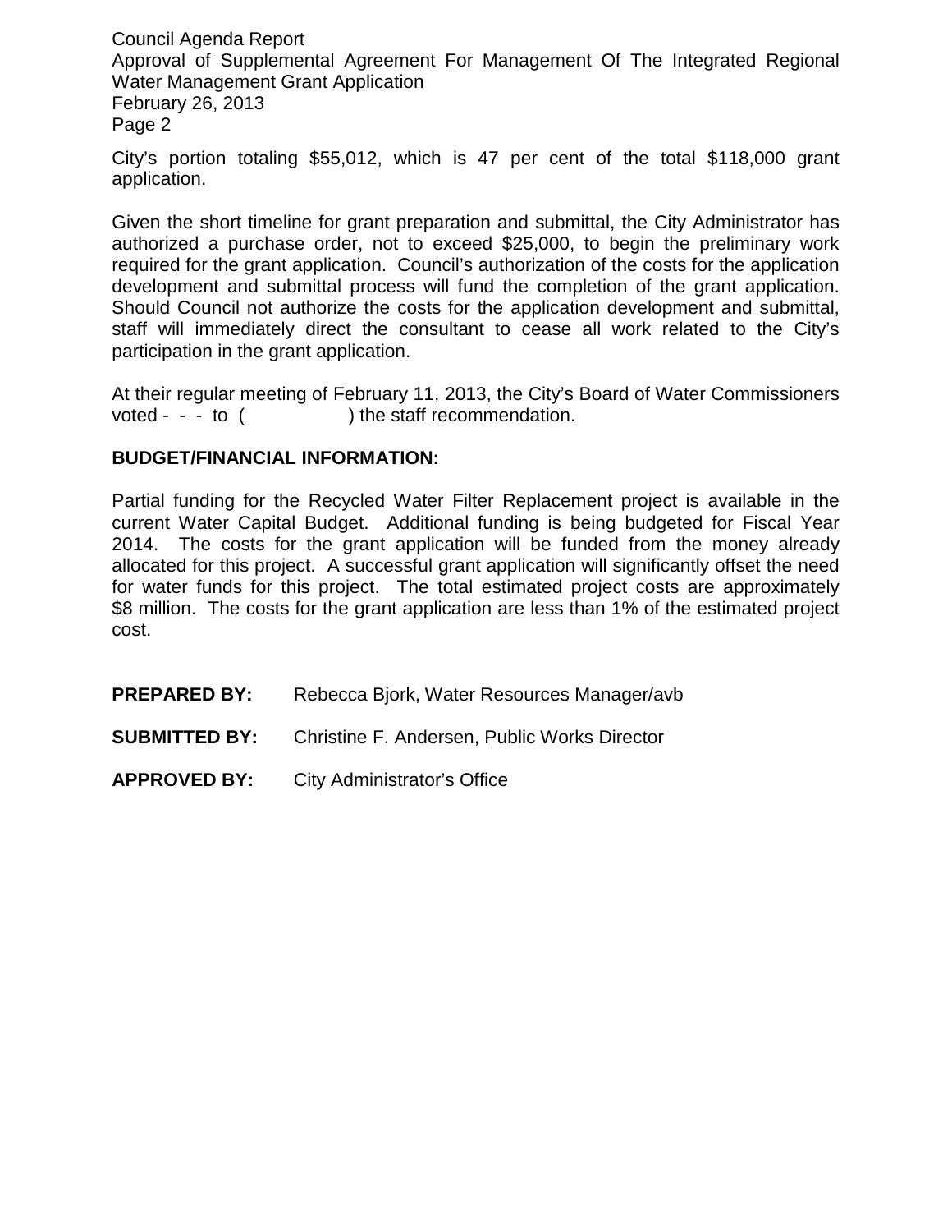City's portion totaling $55,012, which is 47 per cent of the total $118,000 grant application.

Given the short timeline for grant preparation and submittal, the City Administrator has authorized a purchase order, not to exceed $25,000, to begin the preliminary work required for the grant application. Council's authorization of the costs for the application development and submittal process will fund the completion of the grant application. Should Council not authorize the costs for the application development and submittal, staff will immediately direct the consultant to cease all work related to the City's participation in the grant application.

At their regular meeting of February 11, 2013, the City's Board of Water Commissioners voted - - - to (                ) the staff recommendation.

**BUDGET/FINANCIAL INFORMATION:**

Partial funding for the Recycled Water Filter Replacement project is available in the current Water Capital Budget. Additional funding is being budgeted for Fiscal Year 2014. The costs for the grant application will be funded from the money already allocated for this project. A successful grant application will significantly offset the need for water funds for this project. The total estimated project costs are approximately $8 million. The costs for the grant application are less than 1% of the estimated project cost.

**PREPARED BY:** Rebecca Bjork, Water Resources Manager/avb

**SUBMITTED BY:** Christine F. Andersen, Public Works Director

**APPROVED BY:** City Administrator's Office